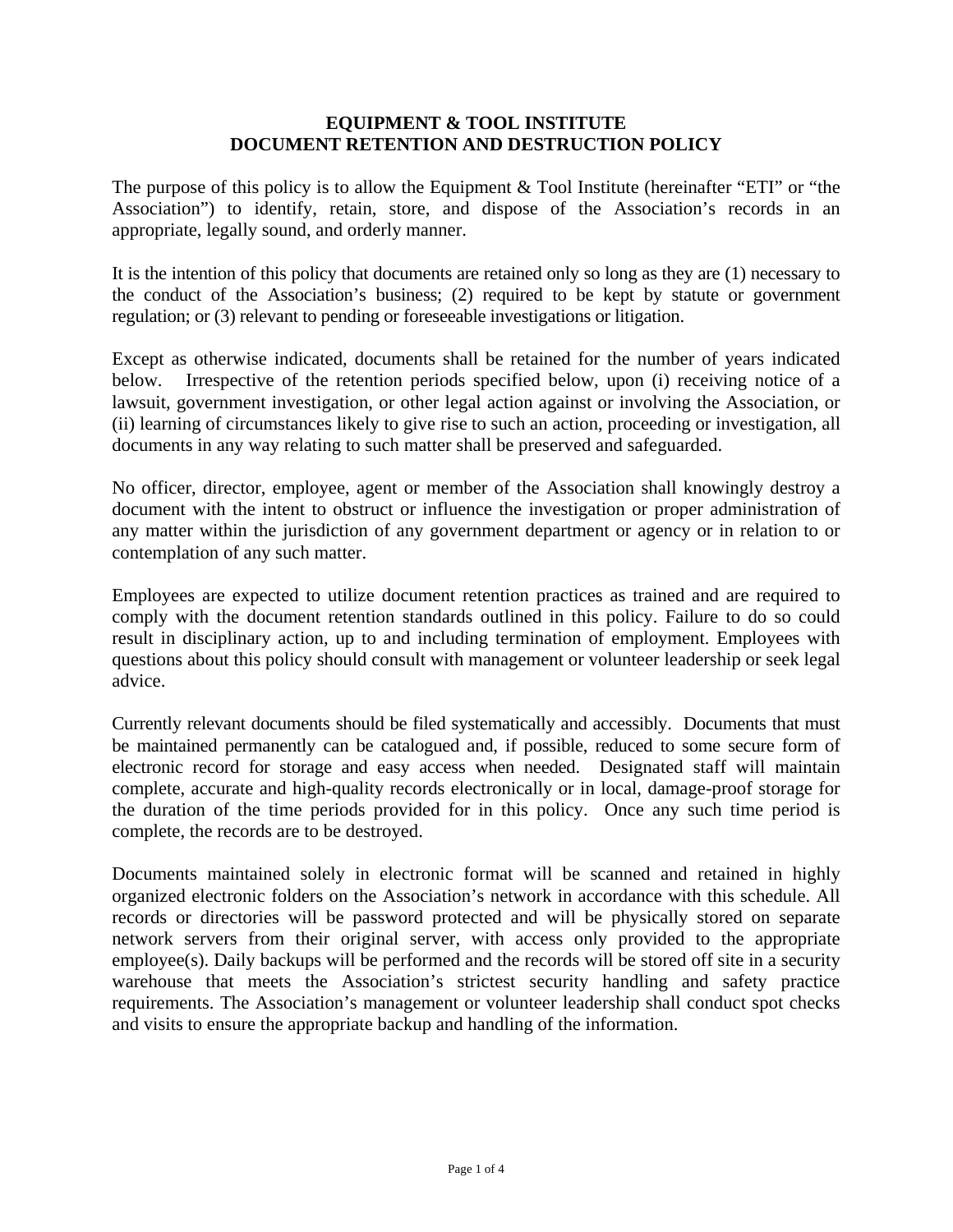# EQUIPMENT & TOOL INSTITUTE
# DOCUMENT RETENTION AND DESTRUCTION POLICY

The purpose of this policy is to allow the Equipment & Tool Institute (hereinafter "ETI" or "the Association") to identify, retain, store, and dispose of the Association's records in an appropriate, legally sound, and orderly manner.

It is the intention of this policy that documents are retained only so long as they are (1) necessary to the conduct of the Association's business; (2) required to be kept by statute or government regulation; or (3) relevant to pending or foreseeable investigations or litigation.

Except as otherwise indicated, documents shall be retained for the number of years indicated below. Irrespective of the retention periods specified below, upon (i) receiving notice of a lawsuit, government investigation, or other legal action against or involving the Association, or (ii) learning of circumstances likely to give rise to such an action, proceeding or investigation, all documents in any way relating to such matter shall be preserved and safeguarded.

No officer, director, employee, agent or member of the Association shall knowingly destroy a document with the intent to obstruct or influence the investigation or proper administration of any matter within the jurisdiction of any government department or agency or in relation to or contemplation of any such matter.

Employees are expected to utilize document retention practices as trained and are required to comply with the document retention standards outlined in this policy. Failure to do so could result in disciplinary action, up to and including termination of employment. Employees with questions about this policy should consult with management or volunteer leadership or seek legal advice.

Currently relevant documents should be filed systematically and accessibly. Documents that must be maintained permanently can be catalogued and, if possible, reduced to some secure form of electronic record for storage and easy access when needed. Designated staff will maintain complete, accurate and high-quality records electronically or in local, damage-proof storage for the duration of the time periods provided for in this policy. Once any such time period is complete, the records are to be destroyed.

Documents maintained solely in electronic format will be scanned and retained in highly organized electronic folders on the Association's network in accordance with this schedule. All records or directories will be password protected and will be physically stored on separate network servers from their original server, with access only provided to the appropriate employee(s). Daily backups will be performed and the records will be stored off site in a security warehouse that meets the Association's strictest security handling and safety practice requirements. The Association's management or volunteer leadership shall conduct spot checks and visits to ensure the appropriate backup and handling of the information.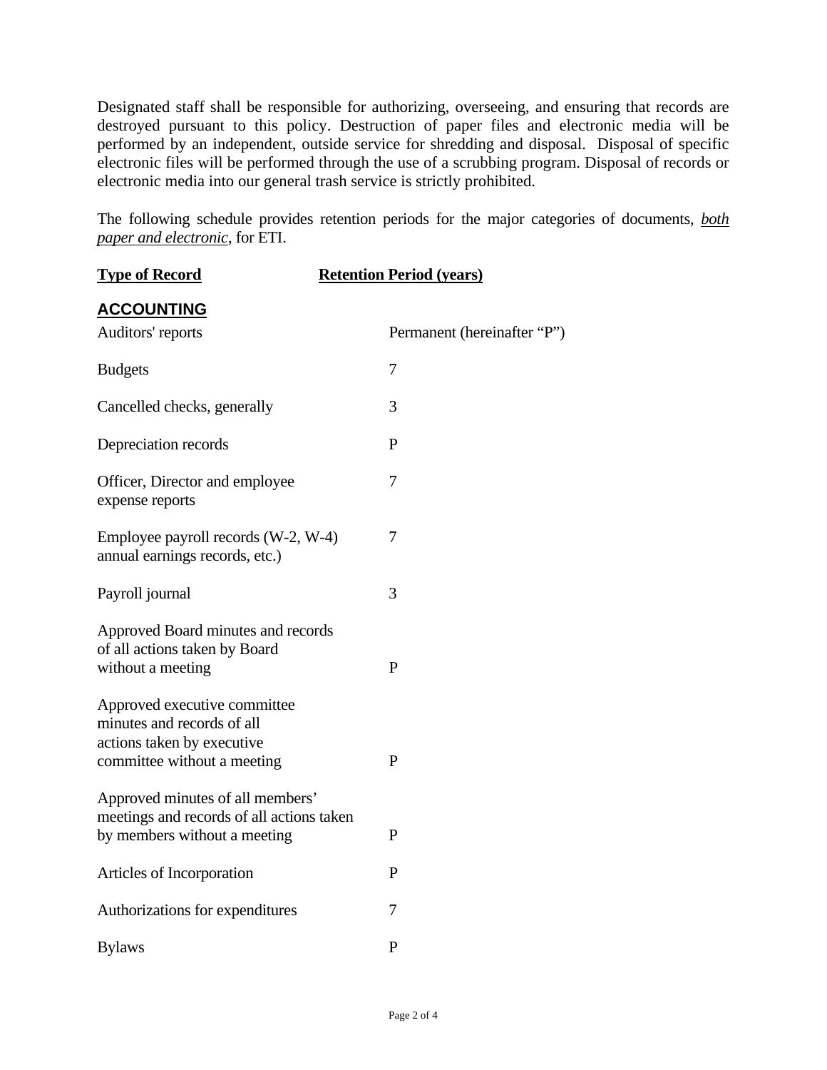Designated staff shall be responsible for authorizing, overseeing, and ensuring that records are destroyed pursuant to this policy. Destruction of paper files and electronic media will be performed by an independent, outside service for shredding and disposal. Disposal of specific electronic files will be performed through the use of a scrubbing program. Disposal of records or electronic media into our general trash service is strictly prohibited.

The following schedule provides retention periods for the major categories of documents, *both paper and electronic*, for ETI.

| **Type of Record** | **Retention Period (years)** |
| --- | --- |
| **ACCOUNTING** | |
| Auditors' reports | Permanent (hereinafter "P") |
| Budgets | 7 |
| Cancelled checks, generally | 3 |
| Depreciation records | P |
| Officer, Director and employee expense reports | 7 |
| Employee payroll records (W-2, W-4) annual earnings records, etc.) | 7 |
| Payroll journal | 3 |
| Approved Board minutes and records of all actions taken by Board without a meeting | P |
| Approved executive committee minutes and records of all actions taken by executive committee without a meeting | P |
| Approved minutes of all members' meetings and records of all actions taken by members without a meeting | P |
| Articles of Incorporation | P |
| Authorizations for expenditures | 7 |
| Bylaws | P |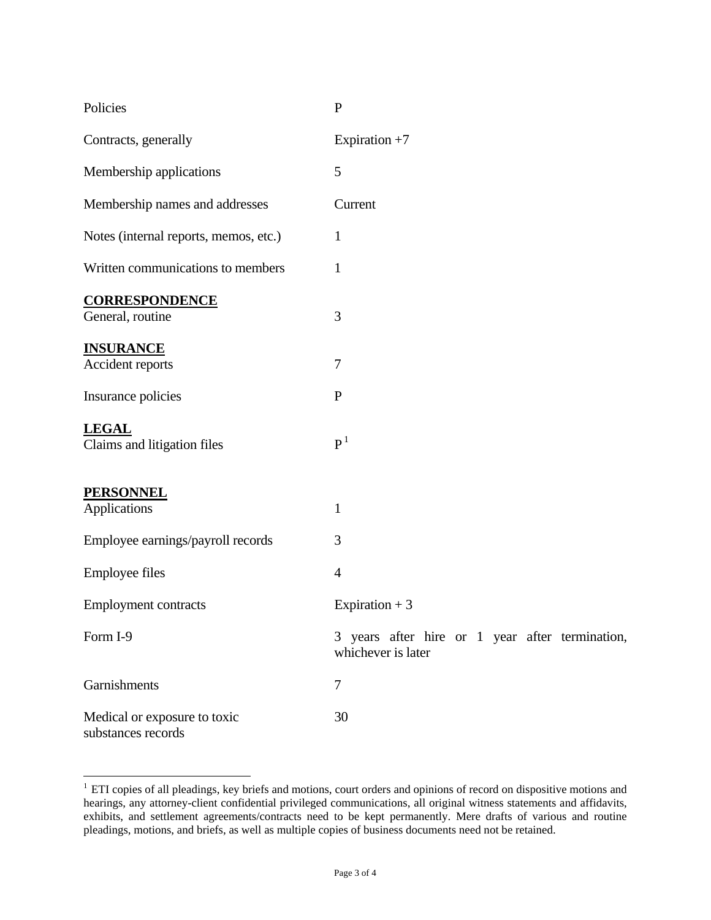| | |
|---|---|
| Policies | P |
| Contracts, generally | Expiration +7 |
| Membership applications | 5 |
| Membership names and addresses | Current |
| Notes (internal reports, memos, etc.) | 1 |
| Written communications to members | 1 |
| **CORRESPONDENCE** | |
| General, routine | 3 |
| **INSURANCE** | |
| Accident reports | 7 |
| Insurance policies | P |
| **LEGAL** | |
| Claims and litigation files | P[1] |
| **PERSONNEL** | |
| Applications | 1 |
| Employee earnings/payroll records | 3 |
| Employee files | 4 |
| Employment contracts | Expiration + 3 |
| Form I-9 | 3 years after hire or 1 year after termination, whichever is later |
| Garnishments | 7 |
| Medical or exposure to toxic substances records | 30 |

[1] ETI copies of all pleadings, key briefs and motions, court orders and opinions of record on dispositive motions and hearings, any attorney-client confidential privileged communications, all original witness statements and affidavits, exhibits, and settlement agreements/contracts need to be kept permanently. Mere drafts of various and routine pleadings, motions, and briefs, as well as multiple copies of business documents need not be retained.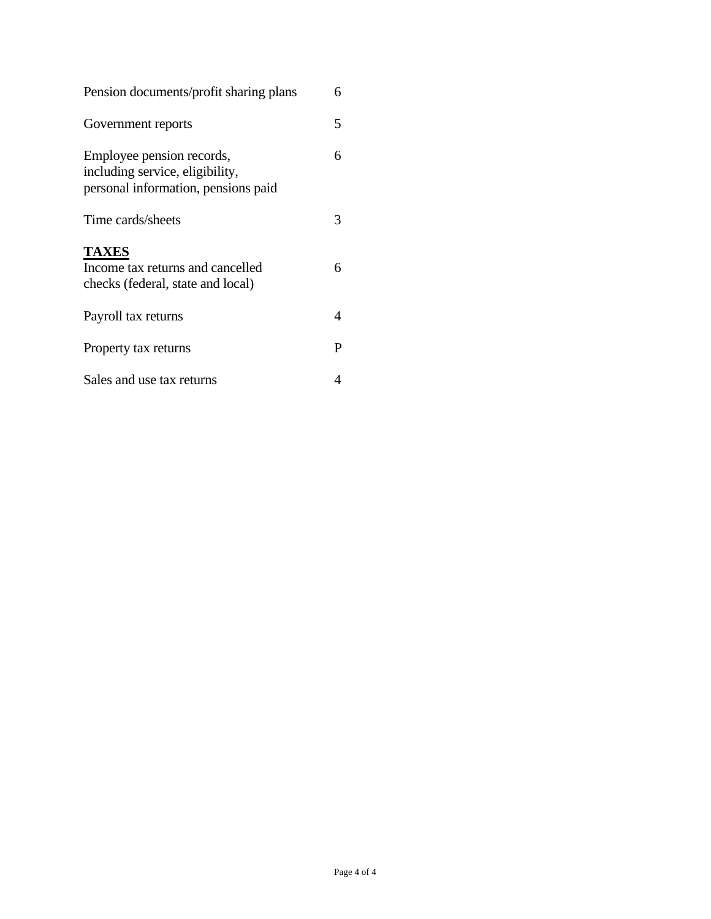| | |
|---|---|
| Pension documents/profit sharing plans | 6 |
| Government reports | 5 |
| Employee pension records, including service, eligibility, personal information, pensions paid | 6 |
| Time cards/sheets | 3 |
| **TAXES** | |
| Income tax returns and cancelled checks (federal, state and local) | 6 |
| Payroll tax returns | 4 |
| Property tax returns | P |
| Sales and use tax returns | 4 |